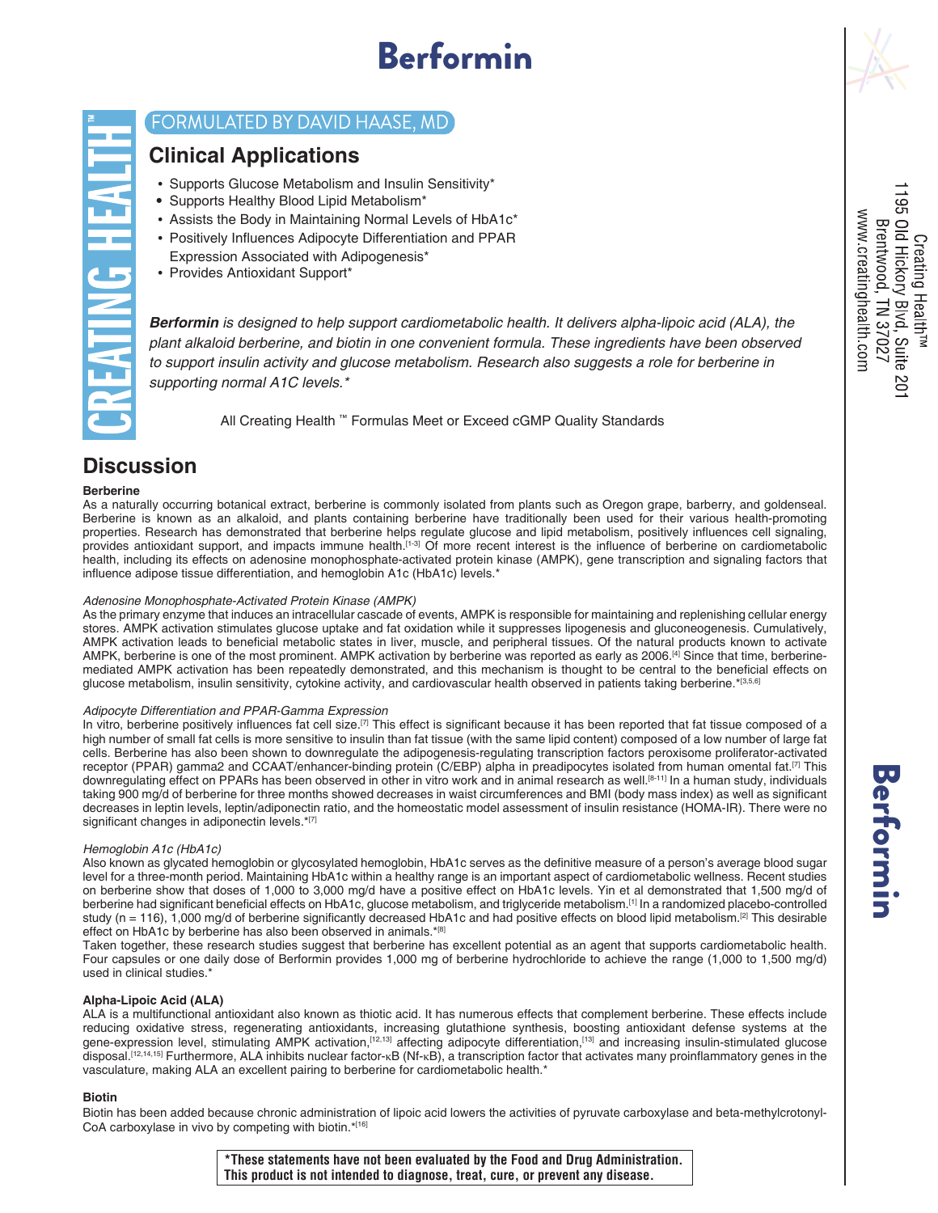# Berformin

FORMULATED BY DAVID HAASE, MD

CREATING HEALTH™

## Clinical Applications

- Supports Glucose Metabolism and Insulin Sensitivity*
- Supports Healthy Blood Lipid Metabolism*
- Assists the Body in Maintaining Normal Levels of HbA1c*
- Positively Influences Adipocyte Differentiation and PPAR Expression Associated with Adipogenesis*
- Provides Antioxidant Support*

***Berformin*** *is designed to help support cardiometabolic health. It delivers alpha-lipoic acid (ALA), the plant alkaloid berberine, and biotin in one convenient formula. These ingredients have been observed to support insulin activity and glucose metabolism. Research also suggests a role for berberine in supporting normal A1C levels.**

All Creating Health ™ Formulas Meet or Exceed cGMP Quality Standards

Creating Health™
1195 Old Hickory Blvd, Suite 201
Brentwood, TN 37027
www.creatinghealth.com

## Discussion

**Berberine**

As a naturally occurring botanical extract, berberine is commonly isolated from plants such as Oregon grape, barberry, and goldenseal. Berberine is known as an alkaloid, and plants containing berberine have traditionally been used for their various health-promoting properties. Research has demonstrated that berberine helps regulate glucose and lipid metabolism, positively influences cell signaling, provides antioxidant support, and impacts immune health.[1-3] Of more recent interest is the influence of berberine on cardiometabolic health, including its effects on adenosine monophosphate-activated protein kinase (AMPK), gene transcription and signaling factors that influence adipose tissue differentiation, and hemoglobin A1c (HbA1c) levels.*

*Adenosine Monophosphate-Activated Protein Kinase (AMPK)*

As the primary enzyme that induces an intracellular cascade of events, AMPK is responsible for maintaining and replenishing cellular energy stores. AMPK activation stimulates glucose uptake and fat oxidation while it suppresses lipogenesis and gluconeogenesis. Cumulatively, AMPK activation leads to beneficial metabolic states in liver, muscle, and peripheral tissues. Of the natural products known to activate AMPK, berberine is one of the most prominent. AMPK activation by berberine was reported as early as 2006.[4] Since that time, berberine-mediated AMPK activation has been repeatedly demonstrated, and this mechanism is thought to be central to the beneficial effects on glucose metabolism, insulin sensitivity, cytokine activity, and cardiovascular health observed in patients taking berberine.*[3,5,6]

*Adipocyte Differentiation and PPAR-Gamma Expression*

In vitro, berberine positively influences fat cell size.[7] This effect is significant because it has been reported that fat tissue composed of a high number of small fat cells is more sensitive to insulin than fat tissue (with the same lipid content) composed of a low number of large fat cells. Berberine has also been shown to downregulate the adipogenesis-regulating transcription factors peroxisome proliferator-activated receptor (PPAR) gamma2 and CCAAT/enhancer-binding protein (C/EBP) alpha in preadipocytes isolated from human omental fat.[7] This downregulating effect on PPARs has been observed in other in vitro work and in animal research as well.[8-11] In a human study, individuals taking 900 mg/d of berberine for three months showed decreases in waist circumferences and BMI (body mass index) as well as significant decreases in leptin levels, leptin/adiponectin ratio, and the homeostatic model assessment of insulin resistance (HOMA-IR). There were no significant changes in adiponectin levels.*[7]

*Hemoglobin A1c (HbA1c)*

Also known as glycated hemoglobin or glycosylated hemoglobin, HbA1c serves as the definitive measure of a person's average blood sugar level for a three-month period. Maintaining HbA1c within a healthy range is an important aspect of cardiometabolic wellness. Recent studies on berberine show that doses of 1,000 to 3,000 mg/d have a positive effect on HbA1c levels. Yin et al demonstrated that 1,500 mg/d of berberine had significant beneficial effects on HbA1c, glucose metabolism, and triglyceride metabolism.[1] In a randomized placebo-controlled study (n = 116), 1,000 mg/d of berberine significantly decreased HbA1c and had positive effects on blood lipid metabolism.[2] This desirable effect on HbA1c by berberine has also been observed in animals.*[8]

Taken together, these research studies suggest that berberine has excellent potential as an agent that supports cardiometabolic health. Four capsules or one daily dose of Berformin provides 1,000 mg of berberine hydrochloride to achieve the range (1,000 to 1,500 mg/d) used in clinical studies.*

**Alpha-Lipoic Acid (ALA)**

ALA is a multifunctional antioxidant also known as thiotic acid. It has numerous effects that complement berberine. These effects include reducing oxidative stress, regenerating antioxidants, increasing glutathione synthesis, boosting antioxidant defense systems at the gene-expression level, stimulating AMPK activation,[12,13] affecting adipocyte differentiation,[13] and increasing insulin-stimulated glucose disposal.[12,14,15] Furthermore, ALA inhibits nuclear factor-κB (Nf-κB), a transcription factor that activates many proinflammatory genes in the vasculature, making ALA an excellent pairing to berberine for cardiometabolic health.*

**Biotin**

Biotin has been added because chronic administration of lipoic acid lowers the activities of pyruvate carboxylase and beta-methylcrotonyl-CoA carboxylase in vivo by competing with biotin.*[16]

**\*These statements have not been evaluated by the Food and Drug Administration. This product is not intended to diagnose, treat, cure, or prevent any disease.**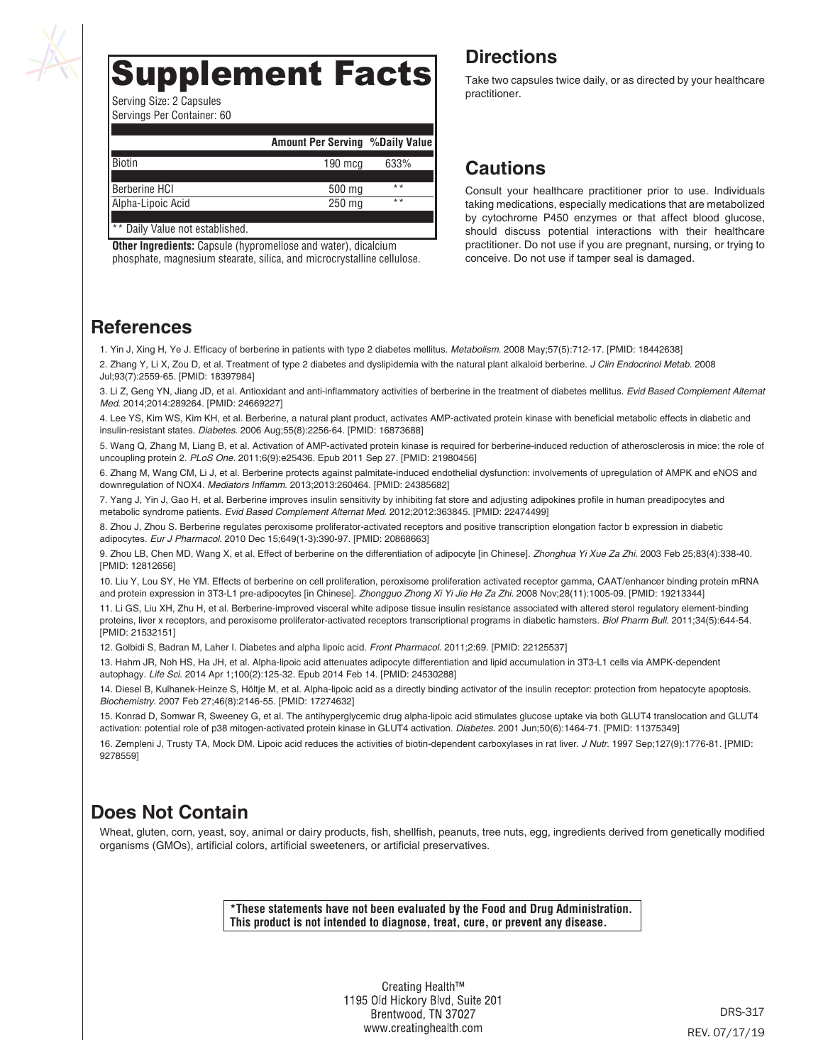# Supplement Facts

Serving Size: 2 Capsules
Servings Per Container: 60

| | Amount Per Serving | %Daily Value |
|---|---|---|
| Biotin | 190 mcg | 633% |
| Berberine HCl | 500 mg | ** |
| Alpha-Lipoic Acid | 250 mg | ** |

** Daily Value not established.

**Other Ingredients:** Capsule (hypromellose and water), dicalcium phosphate, magnesium stearate, silica, and microcrystalline cellulose.

## Directions

Take two capsules twice daily, or as directed by your healthcare practitioner.

## Cautions

Consult your healthcare practitioner prior to use. Individuals taking medications, especially medications that are metabolized by cytochrome P450 enzymes or that affect blood glucose, should discuss potential interactions with their healthcare practitioner. Do not use if you are pregnant, nursing, or trying to conceive. Do not use if tamper seal is damaged.

## References

1. Yin J, Xing H, Ye J. Efficacy of berberine in patients with type 2 diabetes mellitus. *Metabolism.* 2008 May;57(5):712-17. [PMID: 18442638]
2. Zhang Y, Li X, Zou D, et al. Treatment of type 2 diabetes and dyslipidemia with the natural plant alkaloid berberine. *J Clin Endocrinol Metab.* 2008 Jul;93(7):2559-65. [PMID: 18397984]
3. Li Z, Geng YN, Jiang JD, et al. Antioxidant and anti-inflammatory activities of berberine in the treatment of diabetes mellitus. *Evid Based Complement Alternat Med.* 2014;2014:289264. [PMID: 24669227]
4. Lee YS, Kim WS, Kim KH, et al. Berberine, a natural plant product, activates AMP-activated protein kinase with beneficial metabolic effects in diabetic and insulin-resistant states. *Diabetes.* 2006 Aug;55(8):2256-64. [PMID: 16873688]
5. Wang Q, Zhang M, Liang B, et al. Activation of AMP-activated protein kinase is required for berberine-induced reduction of atherosclerosis in mice: the role of uncoupling protein 2. *PLoS One.* 2011;6(9):e25436. Epub 2011 Sep 27. [PMID: 21980456]
6. Zhang M, Wang CM, Li J, et al. Berberine protects against palmitate-induced endothelial dysfunction: involvements of upregulation of AMPK and eNOS and downregulation of NOX4. *Mediators Inflamm.* 2013;2013:260464. [PMID: 24385682]
7. Yang J, Yin J, Gao H, et al. Berberine improves insulin sensitivity by inhibiting fat store and adjusting adipokines profile in human preadipocytes and metabolic syndrome patients. *Evid Based Complement Alternat Med.* 2012;2012:363845. [PMID: 22474499]
8. Zhou J, Zhou S. Berberine regulates peroxisome proliferator-activated receptors and positive transcription elongation factor b expression in diabetic adipocytes. *Eur J Pharmacol.* 2010 Dec 15;649(1-3):390-97. [PMID: 20868663]
9. Zhou LB, Chen MD, Wang X, et al. Effect of berberine on the differentiation of adipocyte [in Chinese]. *Zhonghua Yi Xue Za Zhi.* 2003 Feb 25;83(4):338-40. [PMID: 12812656]
10. Liu Y, Lou SY, He YM. Effects of berberine on cell proliferation, peroxisome proliferation activated receptor gamma, CAAT/enhancer binding protein mRNA and protein expression in 3T3-L1 pre-adipocytes [in Chinese]. *Zhongguo Zhong Xi Yi Jie He Za Zhi.* 2008 Nov;28(11):1005-09. [PMID: 19213344]
11. Li GS, Liu XH, Zhu H, et al. Berberine-improved visceral white adipose tissue insulin resistance associated with altered sterol regulatory element-binding proteins, liver x receptors, and peroxisome proliferator-activated receptors transcriptional programs in diabetic hamsters. *Biol Pharm Bull.* 2011;34(5):644-54. [PMID: 21532151]
12. Golbidi S, Badran M, Laher I. Diabetes and alpha lipoic acid. *Front Pharmacol.* 2011;2:69. [PMID: 22125537]
13. Hahm JR, Noh HS, Ha JH, et al. Alpha-lipoic acid attenuates adipocyte differentiation and lipid accumulation in 3T3-L1 cells via AMPK-dependent autophagy. *Life Sci.* 2014 Apr 1;100(2):125-32. Epub 2014 Feb 14. [PMID: 24530288]
14. Diesel B, Kulhanek-Heinze S, Höltje M, et al. Alpha-lipoic acid as a directly binding activator of the insulin receptor: protection from hepatocyte apoptosis. *Biochemistry.* 2007 Feb 27;46(8):2146-55. [PMID: 17274632]
15. Konrad D, Somwar R, Sweeney G, et al. The antihyperglycemic drug alpha-lipoic acid stimulates glucose uptake via both GLUT4 translocation and GLUT4 activation: potential role of p38 mitogen-activated protein kinase in GLUT4 activation. *Diabetes.* 2001 Jun;50(6):1464-71. [PMID: 11375349]
16. Zempleni J, Trusty TA, Mock DM. Lipoic acid reduces the activities of biotin-dependent carboxylases in rat liver. *J Nutr.* 1997 Sep;127(9):1776-81. [PMID: 9278559]

## Does Not Contain

Wheat, gluten, corn, yeast, soy, animal or dairy products, fish, shellfish, peanuts, tree nuts, egg, ingredients derived from genetically modified organisms (GMOs), artificial colors, artificial sweeteners, or artificial preservatives.

**\*These statements have not been evaluated by the Food and Drug Administration. This product is not intended to diagnose, treat, cure, or prevent any disease.**

Creating Health™
1195 Old Hickory Blvd, Suite 201
Brentwood, TN 37027
www.creatinghealth.com

DRS-317
REV. 07/17/19